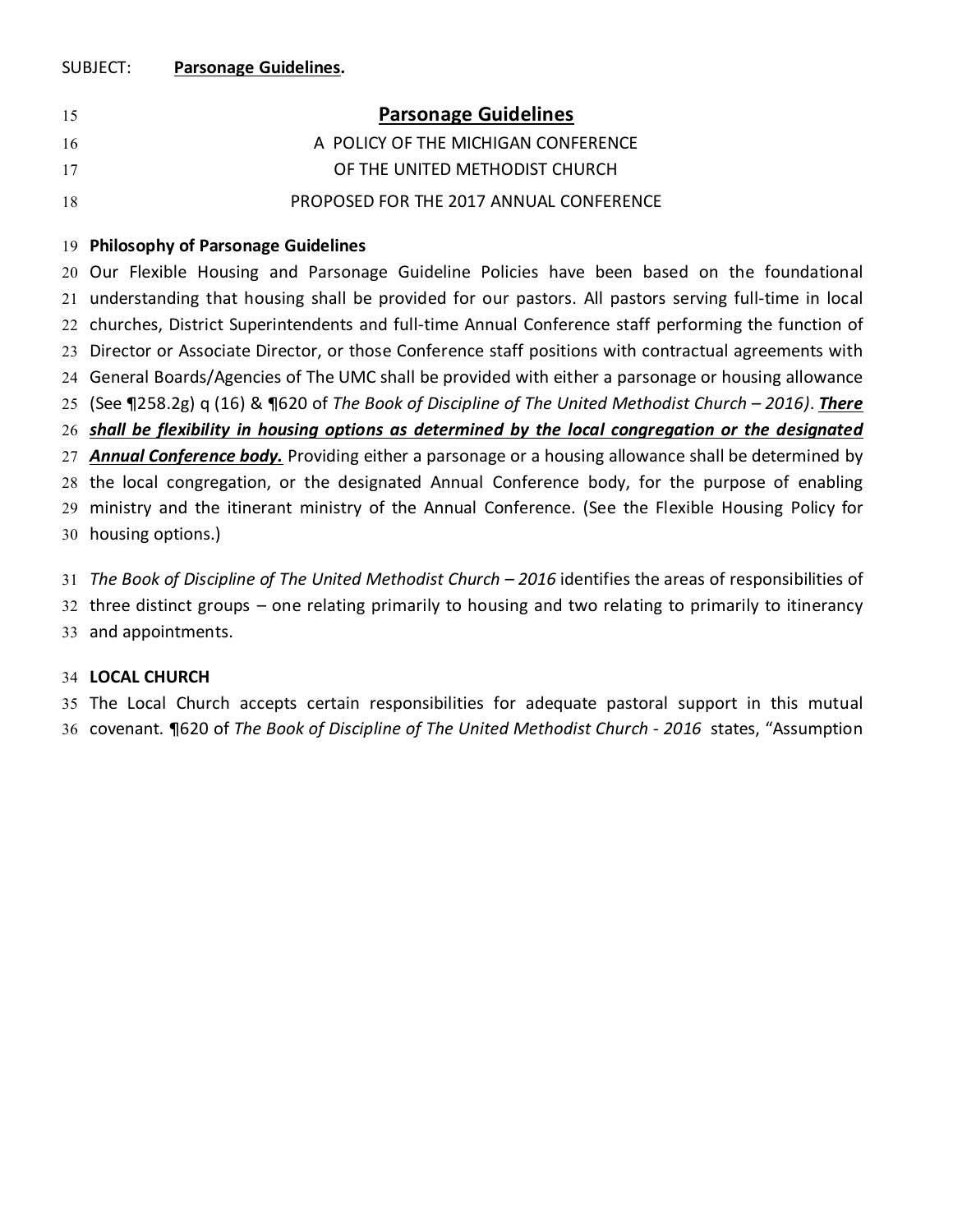SUBJECT: **Parsonage Guidelines.**

# Parsonage Guidelines

A POLICY OF THE MICHIGAN CONFERENCE

OF THE UNITED METHODIST CHURCH

PROPOSED FOR THE 2017 ANNUAL CONFERENCE

**Philosophy of Parsonage Guidelines**

Our Flexible Housing and Parsonage Guideline Policies have been based on the foundational understanding that housing shall be provided for our pastors. All pastors serving full-time in local churches, District Superintendents and full-time Annual Conference staff performing the function of Director or Associate Director, or those Conference staff positions with contractual agreements with General Boards/Agencies of The UMC shall be provided with either a parsonage or housing allowance (See ¶258.2g) q (16) & ¶620 of *The Book of Discipline of The United Methodist Church – 2016)*. ***There shall be flexibility in housing options as determined by the local congregation or the designated Annual Conference body.*** Providing either a parsonage or a housing allowance shall be determined by the local congregation, or the designated Annual Conference body, for the purpose of enabling ministry and the itinerant ministry of the Annual Conference. (See the Flexible Housing Policy for housing options.)

*The Book of Discipline of The United Methodist Church – 2016* identifies the areas of responsibilities of three distinct groups – one relating primarily to housing and two relating to primarily to itinerancy and appointments.

**LOCAL CHURCH**

The Local Church accepts certain responsibilities for adequate pastoral support in this mutual covenant. ¶620 of *The Book of Discipline of The United Methodist Church - 2016* states, “Assumption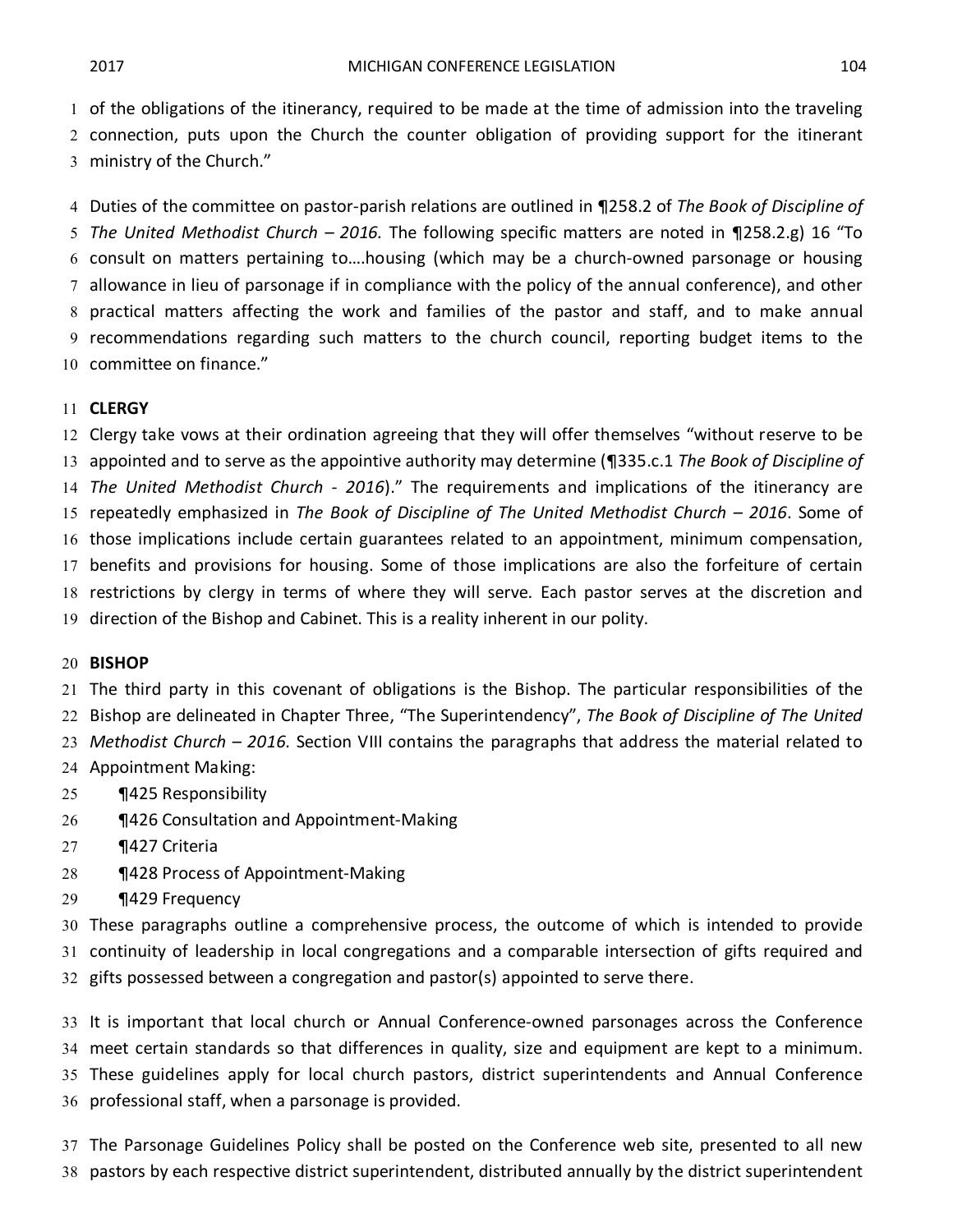of the obligations of the itinerancy, required to be made at the time of admission into the traveling connection, puts upon the Church the counter obligation of providing support for the itinerant ministry of the Church."

Duties of the committee on pastor-parish relations are outlined in ¶258.2 of *The Book of Discipline of The United Methodist Church – 2016.* The following specific matters are noted in ¶258.2.g) 16 "To consult on matters pertaining to….housing (which may be a church-owned parsonage or housing allowance in lieu of parsonage if in compliance with the policy of the annual conference), and other practical matters affecting the work and families of the pastor and staff, and to make annual recommendations regarding such matters to the church council, reporting budget items to the committee on finance."

**CLERGY**

Clergy take vows at their ordination agreeing that they will offer themselves "without reserve to be appointed and to serve as the appointive authority may determine (¶335.c.1 *The Book of Discipline of The United Methodist Church - 2016*)." The requirements and implications of the itinerancy are repeatedly emphasized in *The Book of Discipline of The United Methodist Church – 2016*. Some of those implications include certain guarantees related to an appointment, minimum compensation, benefits and provisions for housing. Some of those implications are also the forfeiture of certain restrictions by clergy in terms of where they will serve. Each pastor serves at the discretion and direction of the Bishop and Cabinet. This is a reality inherent in our polity.

**BISHOP**

The third party in this covenant of obligations is the Bishop. The particular responsibilities of the Bishop are delineated in Chapter Three, "The Superintendency", *The Book of Discipline of The United Methodist Church – 2016.* Section VIII contains the paragraphs that address the material related to Appointment Making:

- ¶425 Responsibility
- ¶426 Consultation and Appointment-Making
- ¶427 Criteria
- ¶428 Process of Appointment-Making
- ¶429 Frequency

These paragraphs outline a comprehensive process, the outcome of which is intended to provide continuity of leadership in local congregations and a comparable intersection of gifts required and gifts possessed between a congregation and pastor(s) appointed to serve there.

It is important that local church or Annual Conference-owned parsonages across the Conference meet certain standards so that differences in quality, size and equipment are kept to a minimum. These guidelines apply for local church pastors, district superintendents and Annual Conference professional staff, when a parsonage is provided.

The Parsonage Guidelines Policy shall be posted on the Conference web site, presented to all new pastors by each respective district superintendent, distributed annually by the district superintendent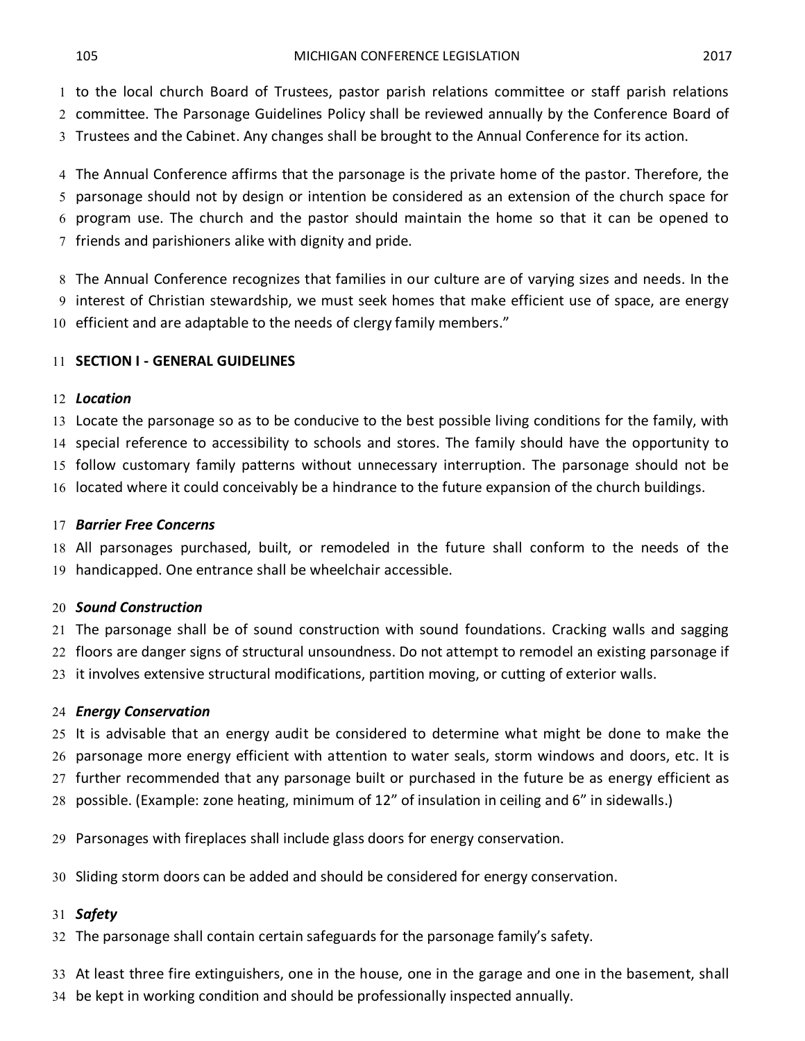to the local church Board of Trustees, pastor parish relations committee or staff parish relations committee. The Parsonage Guidelines Policy shall be reviewed annually by the Conference Board of Trustees and the Cabinet. Any changes shall be brought to the Annual Conference for its action.

The Annual Conference affirms that the parsonage is the private home of the pastor. Therefore, the parsonage should not by design or intention be considered as an extension of the church space for program use. The church and the pastor should maintain the home so that it can be opened to friends and parishioners alike with dignity and pride.

The Annual Conference recognizes that families in our culture are of varying sizes and needs. In the interest of Christian stewardship, we must seek homes that make efficient use of space, are energy efficient and are adaptable to the needs of clergy family members."

**SECTION I - GENERAL GUIDELINES**

***Location***

Locate the parsonage so as to be conducive to the best possible living conditions for the family, with special reference to accessibility to schools and stores. The family should have the opportunity to follow customary family patterns without unnecessary interruption. The parsonage should not be located where it could conceivably be a hindrance to the future expansion of the church buildings.

***Barrier Free Concerns***

All parsonages purchased, built, or remodeled in the future shall conform to the needs of the handicapped. One entrance shall be wheelchair accessible.

***Sound Construction***

The parsonage shall be of sound construction with sound foundations. Cracking walls and sagging floors are danger signs of structural unsoundness. Do not attempt to remodel an existing parsonage if it involves extensive structural modifications, partition moving, or cutting of exterior walls.

***Energy Conservation***

It is advisable that an energy audit be considered to determine what might be done to make the parsonage more energy efficient with attention to water seals, storm windows and doors, etc. It is further recommended that any parsonage built or purchased in the future be as energy efficient as possible. (Example: zone heating, minimum of 12" of insulation in ceiling and 6" in sidewalls.)

Parsonages with fireplaces shall include glass doors for energy conservation.

Sliding storm doors can be added and should be considered for energy conservation.

***Safety***

The parsonage shall contain certain safeguards for the parsonage family's safety.

At least three fire extinguishers, one in the house, one in the garage and one in the basement, shall be kept in working condition and should be professionally inspected annually.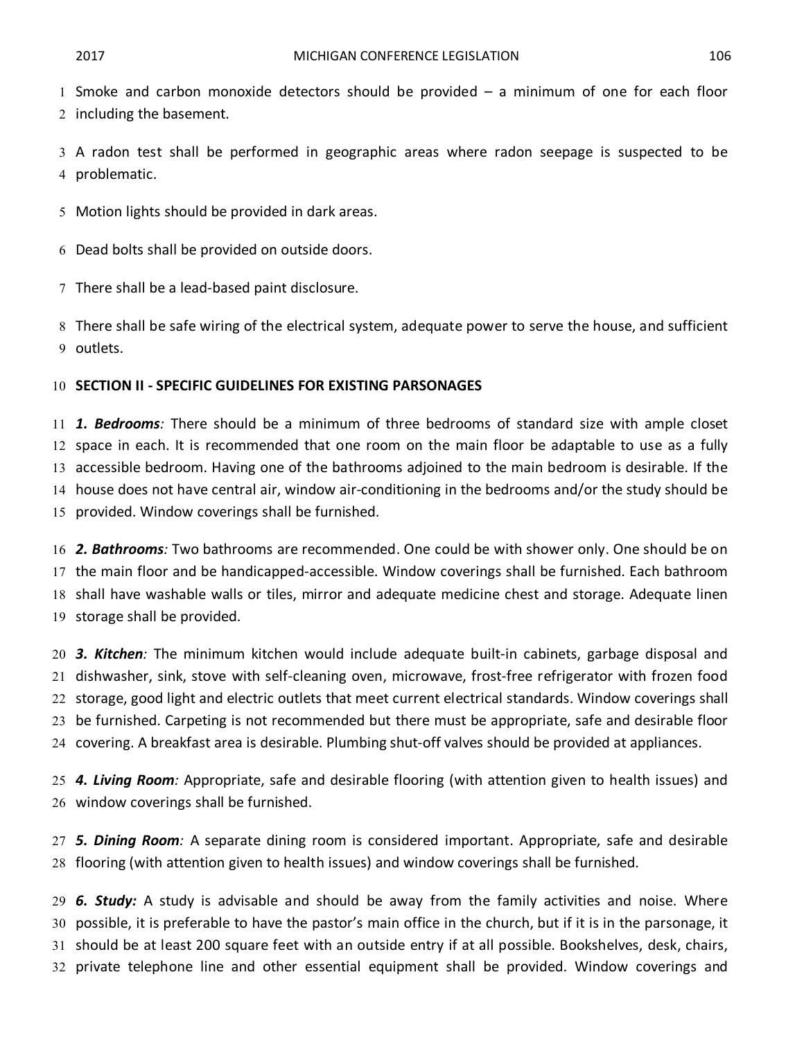Smoke and carbon monoxide detectors should be provided – a minimum of one for each floor including the basement.

A radon test shall be performed in geographic areas where radon seepage is suspected to be problematic.

Motion lights should be provided in dark areas.

Dead bolts shall be provided on outside doors.

There shall be a lead-based paint disclosure.

There shall be safe wiring of the electrical system, adequate power to serve the house, and sufficient outlets.

**SECTION II - SPECIFIC GUIDELINES FOR EXISTING PARSONAGES**

***1. Bedrooms****:* There should be a minimum of three bedrooms of standard size with ample closet space in each. It is recommended that one room on the main floor be adaptable to use as a fully accessible bedroom. Having one of the bathrooms adjoined to the main bedroom is desirable. If the house does not have central air, window air-conditioning in the bedrooms and/or the study should be provided. Window coverings shall be furnished.

***2. Bathrooms****:* Two bathrooms are recommended. One could be with shower only. One should be on the main floor and be handicapped-accessible. Window coverings shall be furnished. Each bathroom shall have washable walls or tiles, mirror and adequate medicine chest and storage. Adequate linen storage shall be provided.

***3. Kitchen****:* The minimum kitchen would include adequate built-in cabinets, garbage disposal and dishwasher, sink, stove with self-cleaning oven, microwave, frost-free refrigerator with frozen food storage, good light and electric outlets that meet current electrical standards. Window coverings shall be furnished. Carpeting is not recommended but there must be appropriate, safe and desirable floor covering. A breakfast area is desirable. Plumbing shut-off valves should be provided at appliances.

***4. Living Room****:* Appropriate, safe and desirable flooring (with attention given to health issues) and window coverings shall be furnished.

***5. Dining Room****:* A separate dining room is considered important. Appropriate, safe and desirable flooring (with attention given to health issues) and window coverings shall be furnished.

***6. Study:*** A study is advisable and should be away from the family activities and noise. Where possible, it is preferable to have the pastor's main office in the church, but if it is in the parsonage, it should be at least 200 square feet with an outside entry if at all possible. Bookshelves, desk, chairs, private telephone line and other essential equipment shall be provided. Window coverings and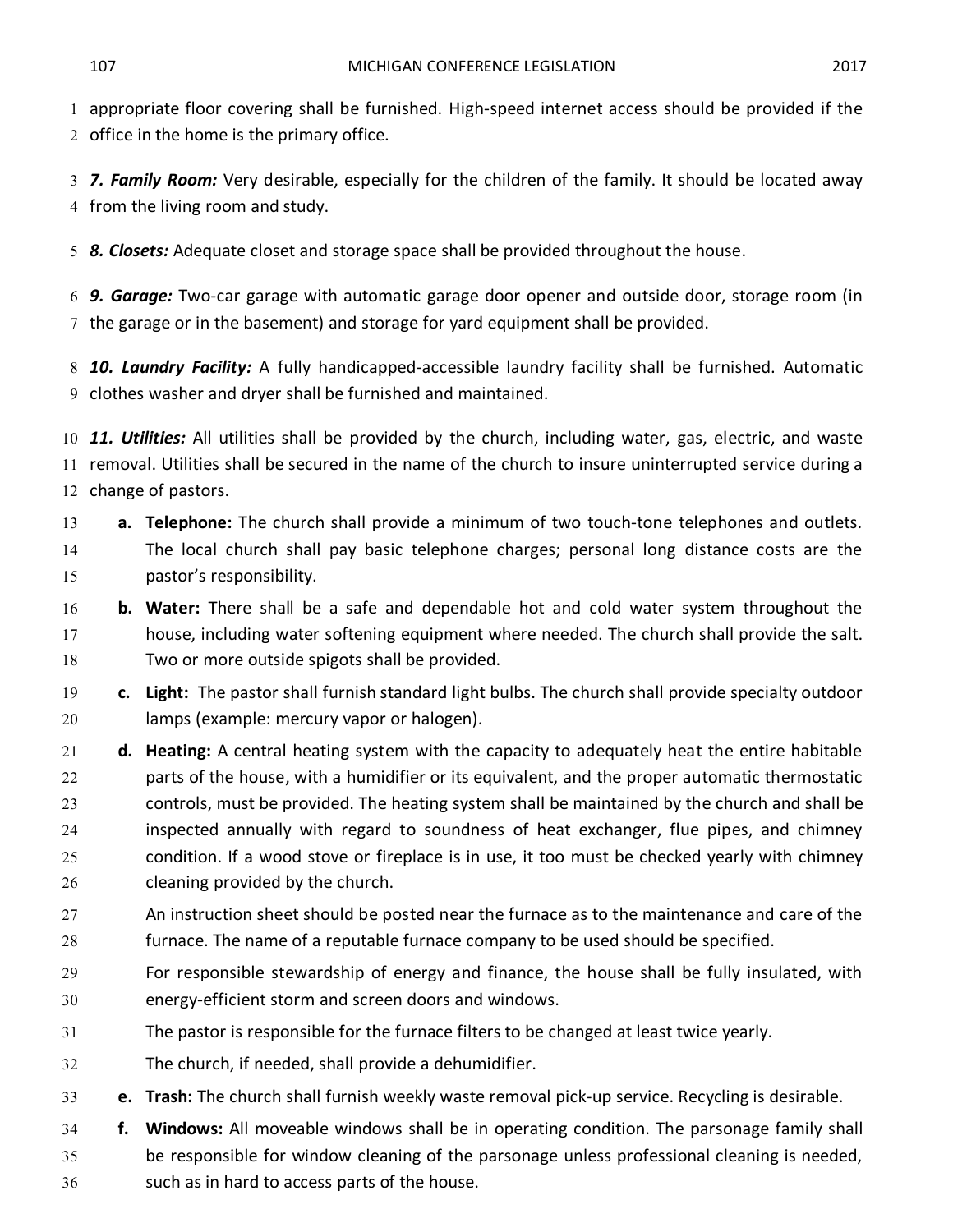appropriate floor covering shall be furnished. High-speed internet access should be provided if the office in the home is the primary office.

***7. Family Room:*** Very desirable, especially for the children of the family. It should be located away from the living room and study.

***8. Closets:*** Adequate closet and storage space shall be provided throughout the house.

***9. Garage:*** Two-car garage with automatic garage door opener and outside door, storage room (in the garage or in the basement) and storage for yard equipment shall be provided.

***10. Laundry Facility:*** A fully handicapped-accessible laundry facility shall be furnished. Automatic clothes washer and dryer shall be furnished and maintained.

***11. Utilities:*** All utilities shall be provided by the church, including water, gas, electric, and waste removal. Utilities shall be secured in the name of the church to insure uninterrupted service during a change of pastors.

a. **Telephone:** The church shall provide a minimum of two touch-tone telephones and outlets. The local church shall pay basic telephone charges; personal long distance costs are the pastor's responsibility.

b. **Water:** There shall be a safe and dependable hot and cold water system throughout the house, including water softening equipment where needed. The church shall provide the salt. Two or more outside spigots shall be provided.

c. **Light:** The pastor shall furnish standard light bulbs. The church shall provide specialty outdoor lamps (example: mercury vapor or halogen).

d. **Heating:** A central heating system with the capacity to adequately heat the entire habitable parts of the house, with a humidifier or its equivalent, and the proper automatic thermostatic controls, must be provided. The heating system shall be maintained by the church and shall be inspected annually with regard to soundness of heat exchanger, flue pipes, and chimney condition. If a wood stove or fireplace is in use, it too must be checked yearly with chimney cleaning provided by the church.

   An instruction sheet should be posted near the furnace as to the maintenance and care of the furnace. The name of a reputable furnace company to be used should be specified.

   For responsible stewardship of energy and finance, the house shall be fully insulated, with energy-efficient storm and screen doors and windows.

   The pastor is responsible for the furnace filters to be changed at least twice yearly.

   The church, if needed, shall provide a dehumidifier.

e. **Trash:** The church shall furnish weekly waste removal pick-up service. Recycling is desirable.

f. **Windows:** All moveable windows shall be in operating condition. The parsonage family shall be responsible for window cleaning of the parsonage unless professional cleaning is needed, such as in hard to access parts of the house.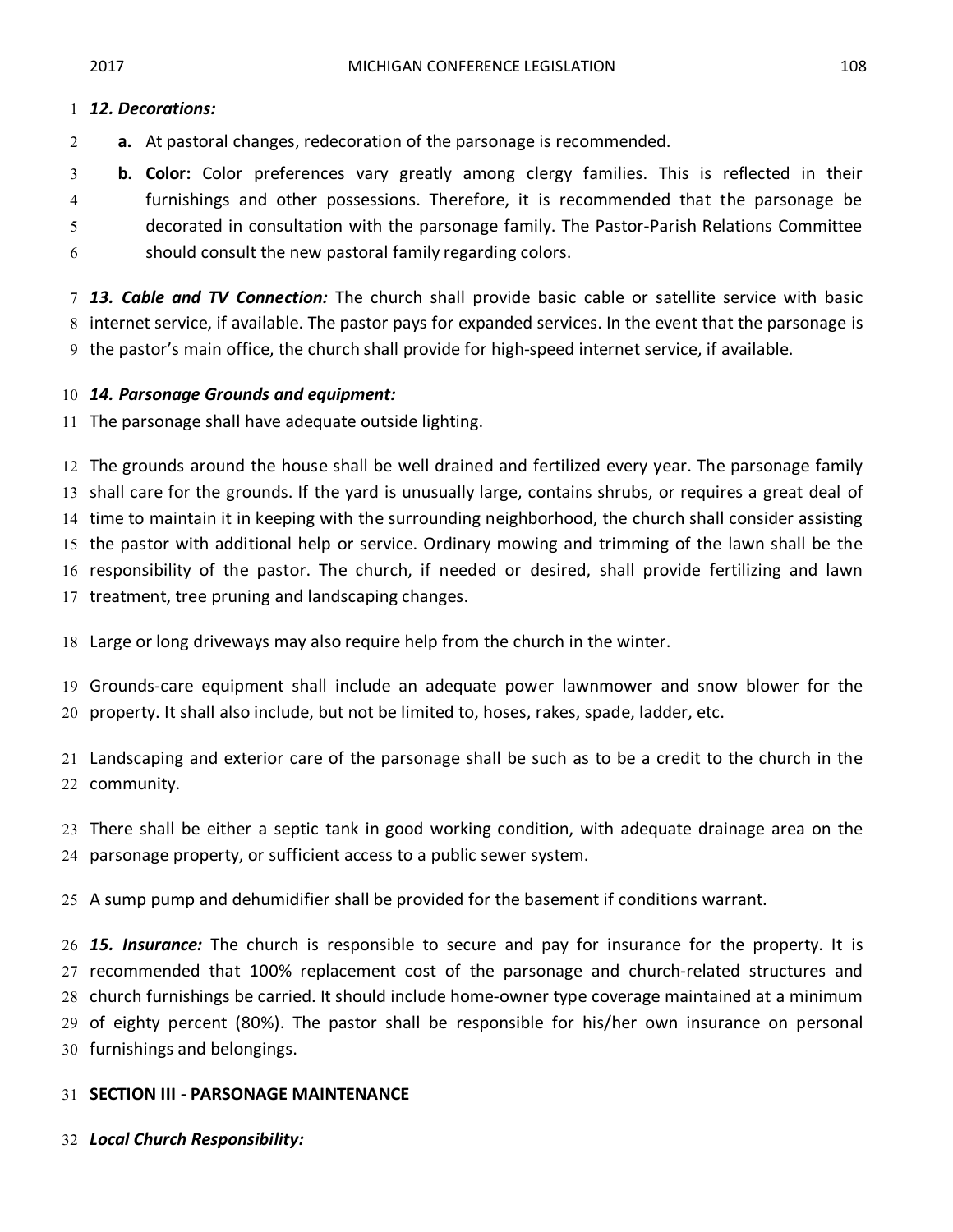***12. Decorations:***

- **a.** At pastoral changes, redecoration of the parsonage is recommended.
- **b. Color:** Color preferences vary greatly among clergy families. This is reflected in their furnishings and other possessions. Therefore, it is recommended that the parsonage be decorated in consultation with the parsonage family. The Pastor-Parish Relations Committee should consult the new pastoral family regarding colors.

***13. Cable and TV Connection:*** The church shall provide basic cable or satellite service with basic internet service, if available. The pastor pays for expanded services. In the event that the parsonage is the pastor's main office, the church shall provide for high-speed internet service, if available.

***14. Parsonage Grounds and equipment:***

The parsonage shall have adequate outside lighting.

The grounds around the house shall be well drained and fertilized every year. The parsonage family shall care for the grounds. If the yard is unusually large, contains shrubs, or requires a great deal of time to maintain it in keeping with the surrounding neighborhood, the church shall consider assisting the pastor with additional help or service. Ordinary mowing and trimming of the lawn shall be the responsibility of the pastor. The church, if needed or desired, shall provide fertilizing and lawn treatment, tree pruning and landscaping changes.

Large or long driveways may also require help from the church in the winter.

Grounds-care equipment shall include an adequate power lawnmower and snow blower for the property. It shall also include, but not be limited to, hoses, rakes, spade, ladder, etc.

Landscaping and exterior care of the parsonage shall be such as to be a credit to the church in the community.

There shall be either a septic tank in good working condition, with adequate drainage area on the parsonage property, or sufficient access to a public sewer system.

A sump pump and dehumidifier shall be provided for the basement if conditions warrant.

***15. Insurance:*** The church is responsible to secure and pay for insurance for the property. It is recommended that 100% replacement cost of the parsonage and church-related structures and church furnishings be carried. It should include home-owner type coverage maintained at a minimum of eighty percent (80%). The pastor shall be responsible for his/her own insurance on personal furnishings and belongings.

## SECTION III - PARSONAGE MAINTENANCE

***Local Church Responsibility:***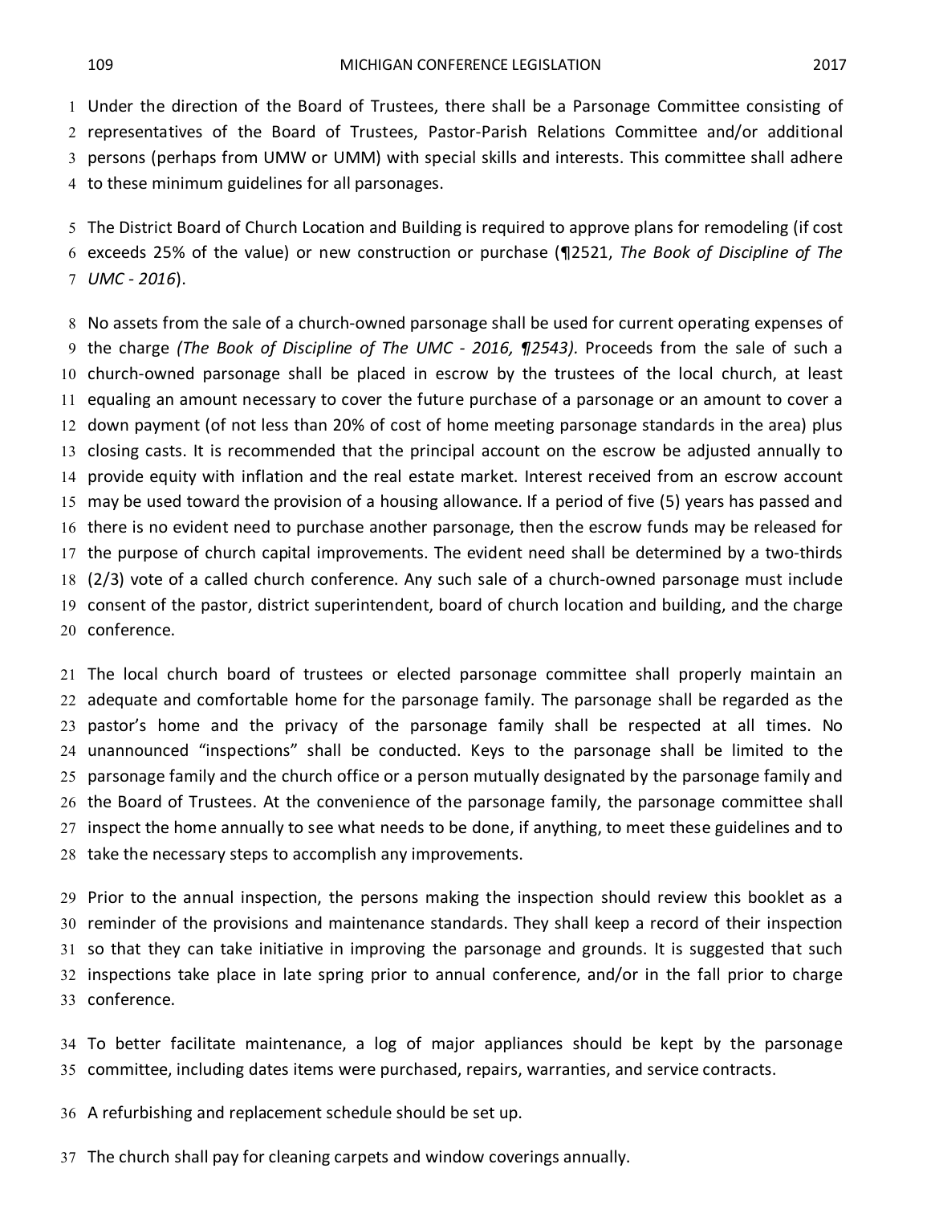Under the direction of the Board of Trustees, there shall be a Parsonage Committee consisting of representatives of the Board of Trustees, Pastor-Parish Relations Committee and/or additional persons (perhaps from UMW or UMM) with special skills and interests. This committee shall adhere to these minimum guidelines for all parsonages.

The District Board of Church Location and Building is required to approve plans for remodeling (if cost exceeds 25% of the value) or new construction or purchase (¶2521, *The Book of Discipline of The UMC - 2016*).

No assets from the sale of a church-owned parsonage shall be used for current operating expenses of the charge *(The Book of Discipline of The UMC - 2016, ¶2543).* Proceeds from the sale of such a church-owned parsonage shall be placed in escrow by the trustees of the local church, at least equaling an amount necessary to cover the future purchase of a parsonage or an amount to cover a down payment (of not less than 20% of cost of home meeting parsonage standards in the area) plus closing casts. It is recommended that the principal account on the escrow be adjusted annually to provide equity with inflation and the real estate market. Interest received from an escrow account may be used toward the provision of a housing allowance. If a period of five (5) years has passed and there is no evident need to purchase another parsonage, then the escrow funds may be released for the purpose of church capital improvements. The evident need shall be determined by a two-thirds (2/3) vote of a called church conference. Any such sale of a church-owned parsonage must include consent of the pastor, district superintendent, board of church location and building, and the charge conference.

The local church board of trustees or elected parsonage committee shall properly maintain an adequate and comfortable home for the parsonage family. The parsonage shall be regarded as the pastor's home and the privacy of the parsonage family shall be respected at all times. No unannounced "inspections" shall be conducted. Keys to the parsonage shall be limited to the parsonage family and the church office or a person mutually designated by the parsonage family and the Board of Trustees. At the convenience of the parsonage family, the parsonage committee shall inspect the home annually to see what needs to be done, if anything, to meet these guidelines and to take the necessary steps to accomplish any improvements.

Prior to the annual inspection, the persons making the inspection should review this booklet as a reminder of the provisions and maintenance standards. They shall keep a record of their inspection so that they can take initiative in improving the parsonage and grounds. It is suggested that such inspections take place in late spring prior to annual conference, and/or in the fall prior to charge conference.

To better facilitate maintenance, a log of major appliances should be kept by the parsonage committee, including dates items were purchased, repairs, warranties, and service contracts.

A refurbishing and replacement schedule should be set up.

The church shall pay for cleaning carpets and window coverings annually.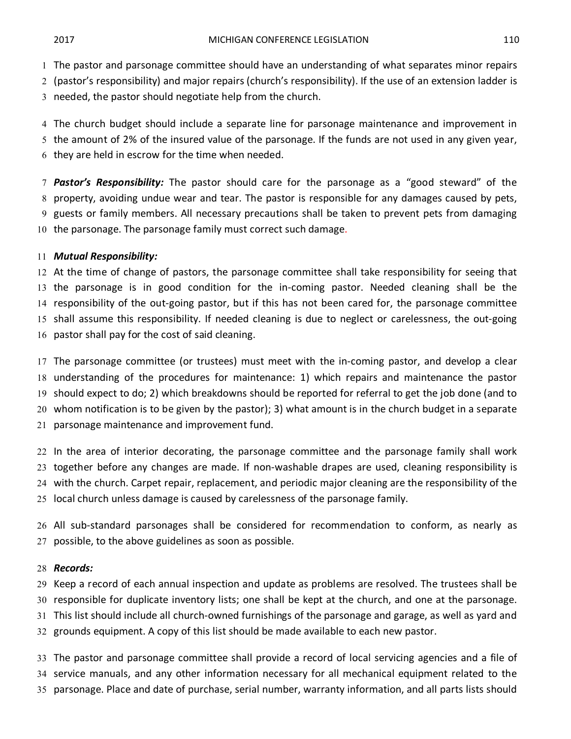The pastor and parsonage committee should have an understanding of what separates minor repairs (pastor's responsibility) and major repairs (church's responsibility). If the use of an extension ladder is needed, the pastor should negotiate help from the church.

The church budget should include a separate line for parsonage maintenance and improvement in the amount of 2% of the insured value of the parsonage. If the funds are not used in any given year, they are held in escrow for the time when needed.

***Pastor's Responsibility:*** The pastor should care for the parsonage as a "good steward" of the property, avoiding undue wear and tear. The pastor is responsible for any damages caused by pets, guests or family members. All necessary precautions shall be taken to prevent pets from damaging the parsonage. The parsonage family must correct such damage.

***Mutual Responsibility:***

At the time of change of pastors, the parsonage committee shall take responsibility for seeing that the parsonage is in good condition for the in-coming pastor. Needed cleaning shall be the responsibility of the out-going pastor, but if this has not been cared for, the parsonage committee shall assume this responsibility. If needed cleaning is due to neglect or carelessness, the out-going pastor shall pay for the cost of said cleaning.

The parsonage committee (or trustees) must meet with the in-coming pastor, and develop a clear understanding of the procedures for maintenance: 1) which repairs and maintenance the pastor should expect to do; 2) which breakdowns should be reported for referral to get the job done (and to whom notification is to be given by the pastor); 3) what amount is in the church budget in a separate parsonage maintenance and improvement fund.

In the area of interior decorating, the parsonage committee and the parsonage family shall work together before any changes are made. If non-washable drapes are used, cleaning responsibility is with the church. Carpet repair, replacement, and periodic major cleaning are the responsibility of the local church unless damage is caused by carelessness of the parsonage family.

All sub-standard parsonages shall be considered for recommendation to conform, as nearly as possible, to the above guidelines as soon as possible.

***Records:***

Keep a record of each annual inspection and update as problems are resolved. The trustees shall be responsible for duplicate inventory lists; one shall be kept at the church, and one at the parsonage. This list should include all church-owned furnishings of the parsonage and garage, as well as yard and grounds equipment. A copy of this list should be made available to each new pastor.

The pastor and parsonage committee shall provide a record of local servicing agencies and a file of service manuals, and any other information necessary for all mechanical equipment related to the parsonage. Place and date of purchase, serial number, warranty information, and all parts lists should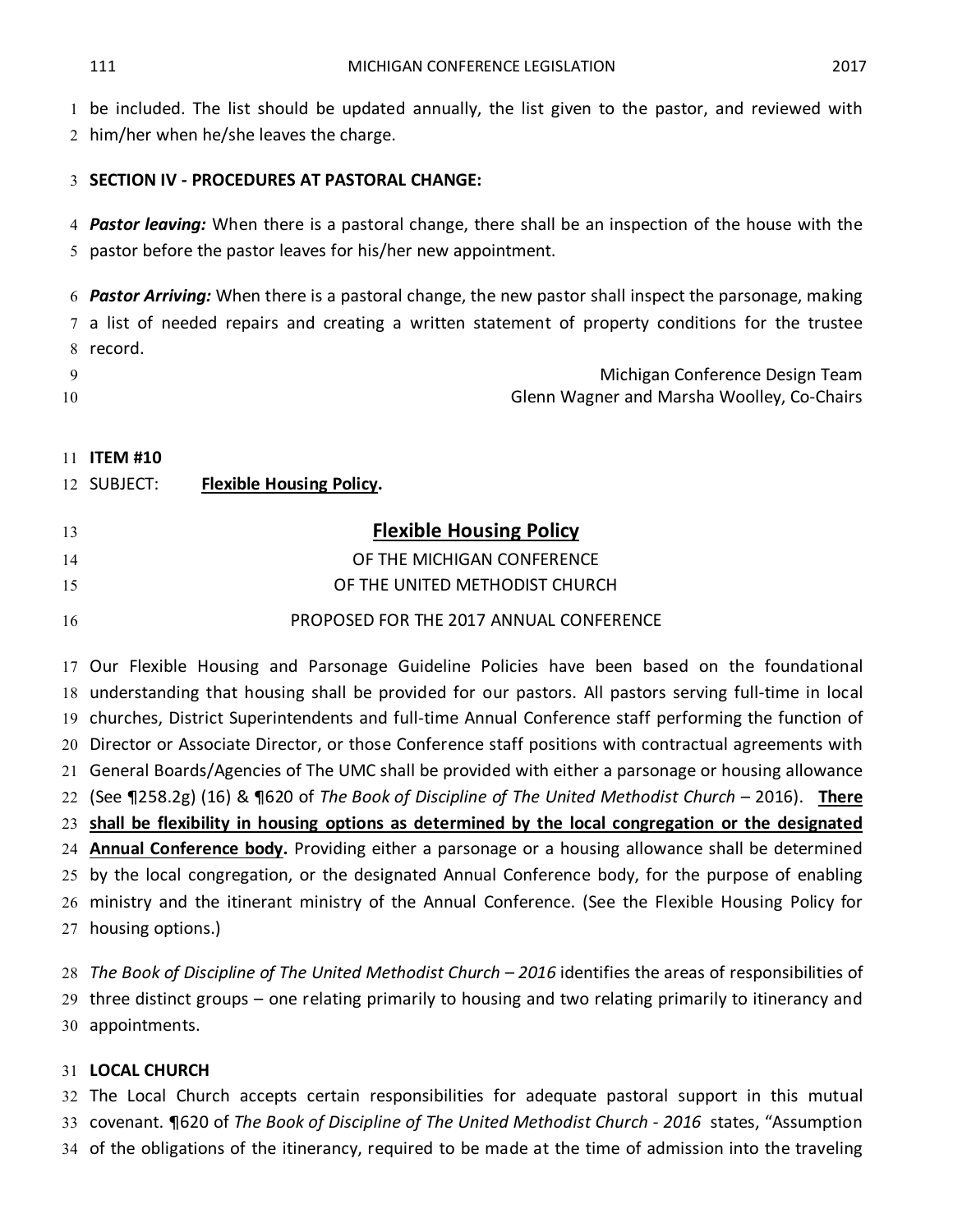be included. The list should be updated annually, the list given to the pastor, and reviewed with him/her when he/she leaves the charge.

**SECTION IV - PROCEDURES AT PASTORAL CHANGE:**

***Pastor leaving:*** When there is a pastoral change, there shall be an inspection of the house with the pastor before the pastor leaves for his/her new appointment.

***Pastor Arriving:*** When there is a pastoral change, the new pastor shall inspect the parsonage, making a list of needed repairs and creating a written statement of property conditions for the trustee record.

Michigan Conference Design Team
Glenn Wagner and Marsha Woolley, Co-Chairs

**ITEM #10**

SUBJECT: **Flexible Housing Policy.**

## Flexible Housing Policy

OF THE MICHIGAN CONFERENCE
OF THE UNITED METHODIST CHURCH

PROPOSED FOR THE 2017 ANNUAL CONFERENCE

Our Flexible Housing and Parsonage Guideline Policies have been based on the foundational understanding that housing shall be provided for our pastors. All pastors serving full-time in local churches, District Superintendents and full-time Annual Conference staff performing the function of Director or Associate Director, or those Conference staff positions with contractual agreements with General Boards/Agencies of The UMC shall be provided with either a parsonage or housing allowance (See ¶258.2g) (16) & ¶620 of *The Book of Discipline of The United Methodist Church* – 2016). **There shall be flexibility in housing options as determined by the local congregation or the designated Annual Conference body.** Providing either a parsonage or a housing allowance shall be determined by the local congregation, or the designated Annual Conference body, for the purpose of enabling ministry and the itinerant ministry of the Annual Conference. (See the Flexible Housing Policy for housing options.)

*The Book of Discipline of The United Methodist Church – 2016* identifies the areas of responsibilities of three distinct groups – one relating primarily to housing and two relating primarily to itinerancy and appointments.

**LOCAL CHURCH**

The Local Church accepts certain responsibilities for adequate pastoral support in this mutual covenant. ¶620 of *The Book of Discipline of The United Methodist Church - 2016* states, "Assumption of the obligations of the itinerancy, required to be made at the time of admission into the traveling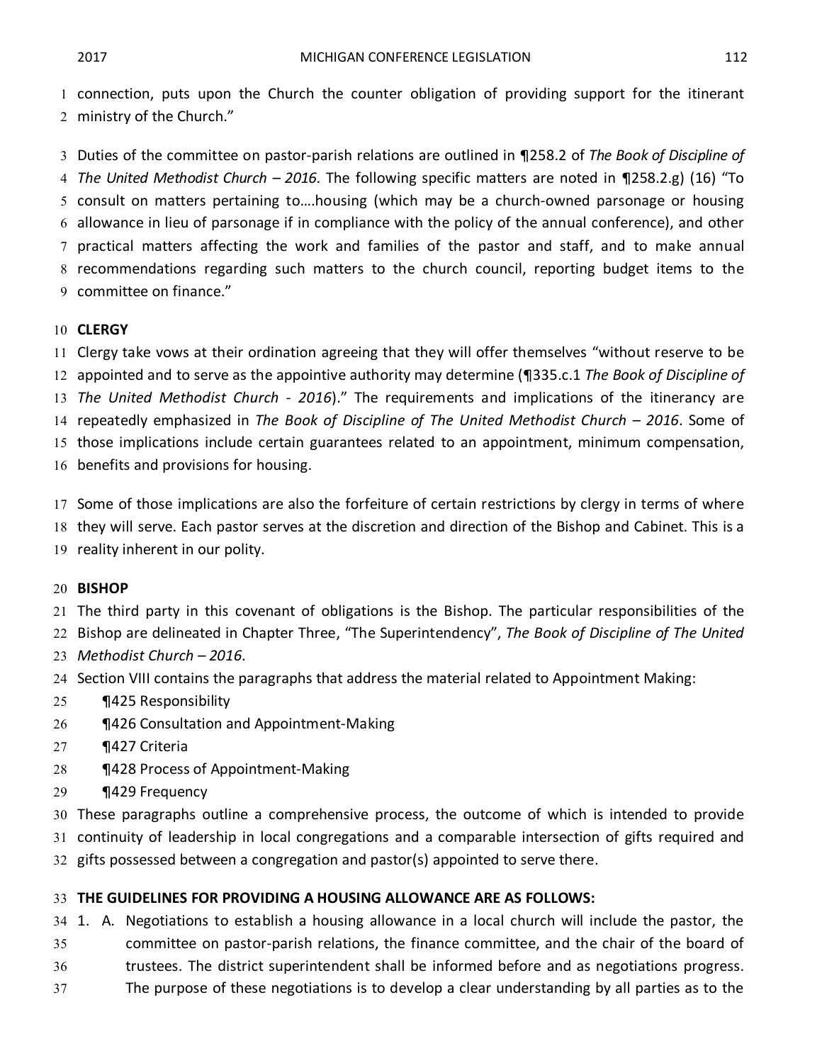connection, puts upon the Church the counter obligation of providing support for the itinerant ministry of the Church."

Duties of the committee on pastor-parish relations are outlined in ¶258.2 of *The Book of Discipline of The United Methodist Church – 2016.* The following specific matters are noted in ¶258.2.g) (16) "To consult on matters pertaining to….housing (which may be a church-owned parsonage or housing allowance in lieu of parsonage if in compliance with the policy of the annual conference), and other practical matters affecting the work and families of the pastor and staff, and to make annual recommendations regarding such matters to the church council, reporting budget items to the committee on finance."

**CLERGY**

Clergy take vows at their ordination agreeing that they will offer themselves "without reserve to be appointed and to serve as the appointive authority may determine (¶335.c.1 *The Book of Discipline of The United Methodist Church - 2016*)." The requirements and implications of the itinerancy are repeatedly emphasized in *The Book of Discipline of The United Methodist Church – 2016*. Some of those implications include certain guarantees related to an appointment, minimum compensation, benefits and provisions for housing.

Some of those implications are also the forfeiture of certain restrictions by clergy in terms of where they will serve. Each pastor serves at the discretion and direction of the Bishop and Cabinet. This is a reality inherent in our polity.

**BISHOP**

The third party in this covenant of obligations is the Bishop. The particular responsibilities of the Bishop are delineated in Chapter Three, "The Superintendency", *The Book of Discipline of The United Methodist Church – 2016.*

Section VIII contains the paragraphs that address the material related to Appointment Making:

- ¶425 Responsibility
- ¶426 Consultation and Appointment-Making
- ¶427 Criteria
- ¶428 Process of Appointment-Making
- ¶429 Frequency

These paragraphs outline a comprehensive process, the outcome of which is intended to provide continuity of leadership in local congregations and a comparable intersection of gifts required and gifts possessed between a congregation and pastor(s) appointed to serve there.

**THE GUIDELINES FOR PROVIDING A HOUSING ALLOWANCE ARE AS FOLLOWS:**

1. A. Negotiations to establish a housing allowance in a local church will include the pastor, the committee on pastor-parish relations, the finance committee, and the chair of the board of trustees. The district superintendent shall be informed before and as negotiations progress. The purpose of these negotiations is to develop a clear understanding by all parties as to the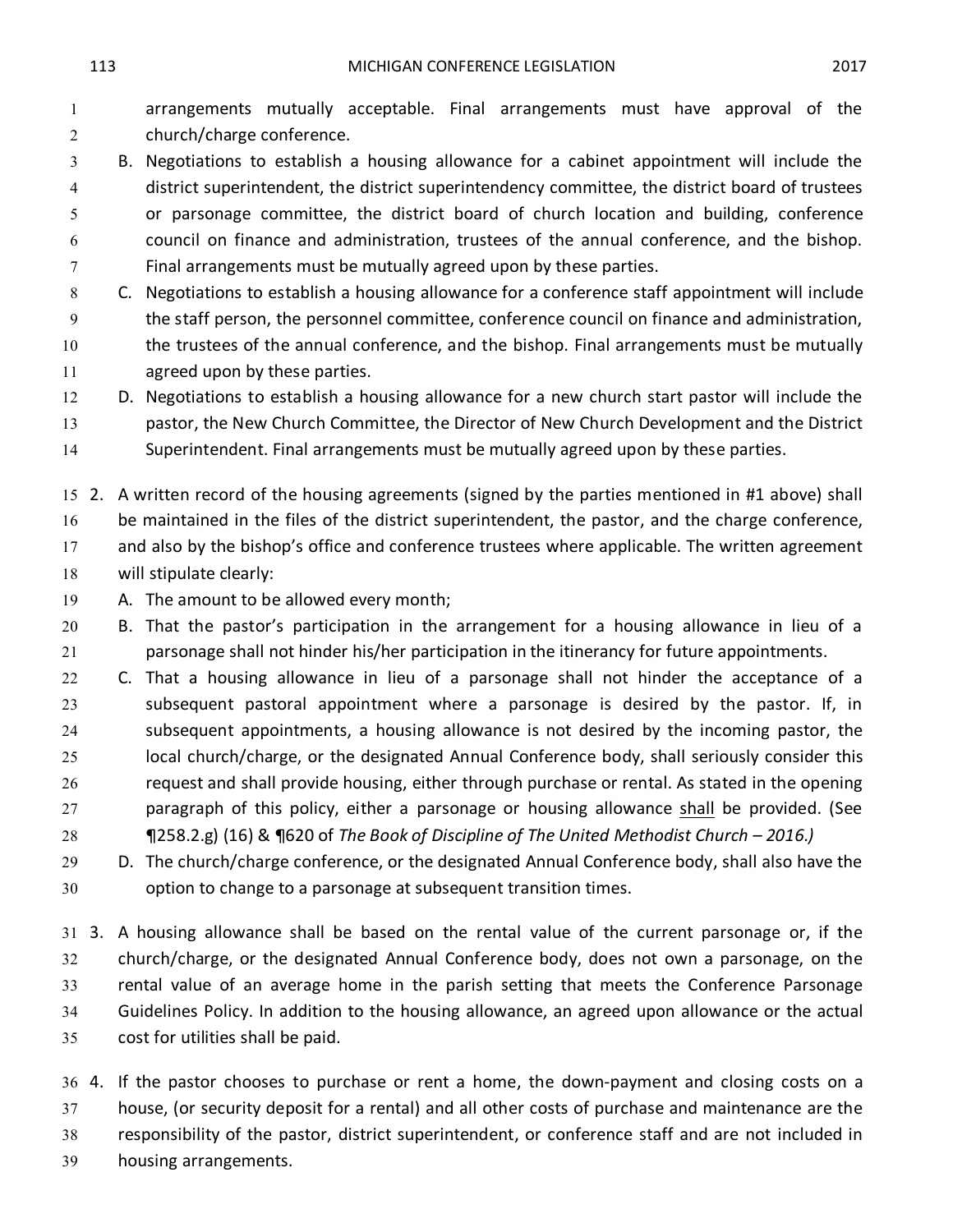arrangements mutually acceptable. Final arrangements must have approval of the church/charge conference.

B. Negotiations to establish a housing allowance for a cabinet appointment will include the district superintendent, the district superintendency committee, the district board of trustees or parsonage committee, the district board of church location and building, conference council on finance and administration, trustees of the annual conference, and the bishop. Final arrangements must be mutually agreed upon by these parties.

C. Negotiations to establish a housing allowance for a conference staff appointment will include the staff person, the personnel committee, conference council on finance and administration, the trustees of the annual conference, and the bishop. Final arrangements must be mutually agreed upon by these parties.

D. Negotiations to establish a housing allowance for a new church start pastor will include the pastor, the New Church Committee, the Director of New Church Development and the District Superintendent. Final arrangements must be mutually agreed upon by these parties.

2. A written record of the housing agreements (signed by the parties mentioned in #1 above) shall be maintained in the files of the district superintendent, the pastor, and the charge conference, and also by the bishop's office and conference trustees where applicable. The written agreement will stipulate clearly:

   A. The amount to be allowed every month;

   B. That the pastor's participation in the arrangement for a housing allowance in lieu of a parsonage shall not hinder his/her participation in the itinerancy for future appointments.

   C. That a housing allowance in lieu of a parsonage shall not hinder the acceptance of a subsequent pastoral appointment where a parsonage is desired by the pastor. If, in subsequent appointments, a housing allowance is not desired by the incoming pastor, the local church/charge, or the designated Annual Conference body, shall seriously consider this request and shall provide housing, either through purchase or rental. As stated in the opening paragraph of this policy, either a parsonage or housing allowance <u>shall</u> be provided. (See ¶258.2.g) (16) & ¶620 of *The Book of Discipline of The United Methodist Church – 2016.)*

   D. The church/charge conference, or the designated Annual Conference body, shall also have the option to change to a parsonage at subsequent transition times.

3. A housing allowance shall be based on the rental value of the current parsonage or, if the church/charge, or the designated Annual Conference body, does not own a parsonage, on the rental value of an average home in the parish setting that meets the Conference Parsonage Guidelines Policy. In addition to the housing allowance, an agreed upon allowance or the actual cost for utilities shall be paid.

4. If the pastor chooses to purchase or rent a home, the down-payment and closing costs on a house, (or security deposit for a rental) and all other costs of purchase and maintenance are the responsibility of the pastor, district superintendent, or conference staff and are not included in housing arrangements.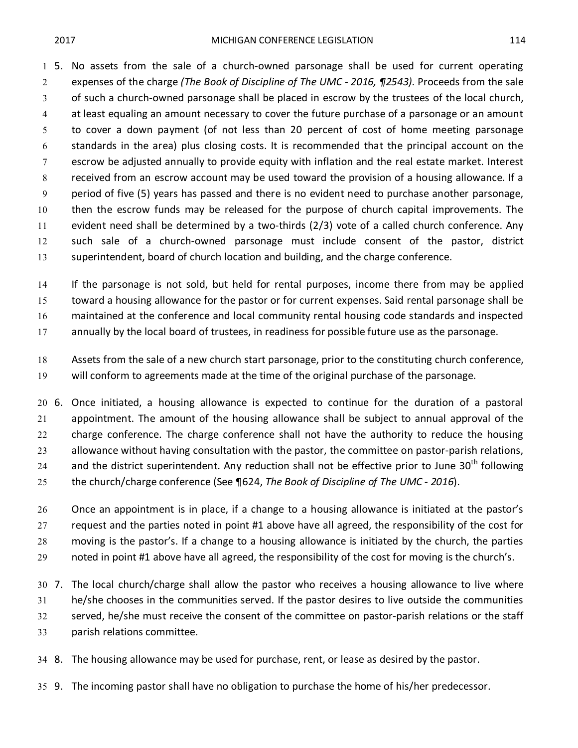5. No assets from the sale of a church-owned parsonage shall be used for current operating expenses of the charge *(The Book of Discipline of The UMC - 2016, ¶2543).* Proceeds from the sale of such a church-owned parsonage shall be placed in escrow by the trustees of the local church, at least equaling an amount necessary to cover the future purchase of a parsonage or an amount to cover a down payment (of not less than 20 percent of cost of home meeting parsonage standards in the area) plus closing costs. It is recommended that the principal account on the escrow be adjusted annually to provide equity with inflation and the real estate market. Interest received from an escrow account may be used toward the provision of a housing allowance. If a period of five (5) years has passed and there is no evident need to purchase another parsonage, then the escrow funds may be released for the purpose of church capital improvements. The evident need shall be determined by a two-thirds (2/3) vote of a called church conference. Any such sale of a church-owned parsonage must include consent of the pastor, district superintendent, board of church location and building, and the charge conference.

   If the parsonage is not sold, but held for rental purposes, income there from may be applied toward a housing allowance for the pastor or for current expenses. Said rental parsonage shall be maintained at the conference and local community rental housing code standards and inspected annually by the local board of trustees, in readiness for possible future use as the parsonage.

   Assets from the sale of a new church start parsonage, prior to the constituting church conference, will conform to agreements made at the time of the original purchase of the parsonage.

6. Once initiated, a housing allowance is expected to continue for the duration of a pastoral appointment. The amount of the housing allowance shall be subject to annual approval of the charge conference. The charge conference shall not have the authority to reduce the housing allowance without having consultation with the pastor, the committee on pastor-parish relations, and the district superintendent. Any reduction shall not be effective prior to June 30th following the church/charge conference (See ¶624, *The Book of Discipline of The UMC - 2016*).

   Once an appointment is in place, if a change to a housing allowance is initiated at the pastor's request and the parties noted in point #1 above have all agreed, the responsibility of the cost for moving is the pastor's. If a change to a housing allowance is initiated by the church, the parties noted in point #1 above have all agreed, the responsibility of the cost for moving is the church's.

7. The local church/charge shall allow the pastor who receives a housing allowance to live where he/she chooses in the communities served. If the pastor desires to live outside the communities served, he/she must receive the consent of the committee on pastor-parish relations or the staff parish relations committee.

8. The housing allowance may be used for purchase, rent, or lease as desired by the pastor.

9. The incoming pastor shall have no obligation to purchase the home of his/her predecessor.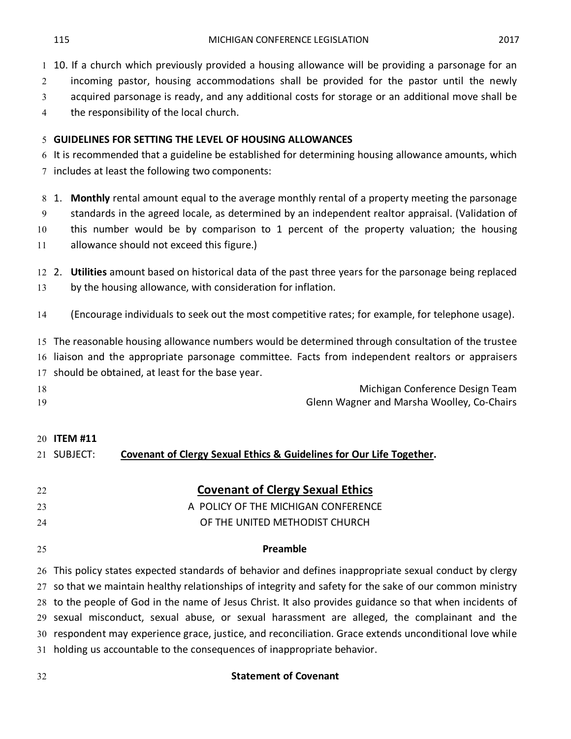10. If a church which previously provided a housing allowance will be providing a parsonage for an incoming pastor, housing accommodations shall be provided for the pastor until the newly acquired parsonage is ready, and any additional costs for storage or an additional move shall be the responsibility of the local church.

**GUIDELINES FOR SETTING THE LEVEL OF HOUSING ALLOWANCES**

It is recommended that a guideline be established for determining housing allowance amounts, which includes at least the following two components:

1. **Monthly** rental amount equal to the average monthly rental of a property meeting the parsonage standards in the agreed locale, as determined by an independent realtor appraisal. (Validation of this number would be by comparison to 1 percent of the property valuation; the housing allowance should not exceed this figure.)
2. **Utilities** amount based on historical data of the past three years for the parsonage being replaced by the housing allowance, with consideration for inflation.

(Encourage individuals to seek out the most competitive rates; for example, for telephone usage).

The reasonable housing allowance numbers would be determined through consultation of the trustee liaison and the appropriate parsonage committee. Facts from independent realtors or appraisers should be obtained, at least for the base year.

Michigan Conference Design Team
Glenn Wagner and Marsha Woolley, Co-Chairs

**ITEM #11**

SUBJECT: **Covenant of Clergy Sexual Ethics & Guidelines for Our Life Together.**

## Covenant of Clergy Sexual Ethics

A POLICY OF THE MICHIGAN CONFERENCE
OF THE UNITED METHODIST CHURCH

### Preamble

This policy states expected standards of behavior and defines inappropriate sexual conduct by clergy so that we maintain healthy relationships of integrity and safety for the sake of our common ministry to the people of God in the name of Jesus Christ. It also provides guidance so that when incidents of sexual misconduct, sexual abuse, or sexual harassment are alleged, the complainant and the respondent may experience grace, justice, and reconciliation. Grace extends unconditional love while holding us accountable to the consequences of inappropriate behavior.

### Statement of Covenant